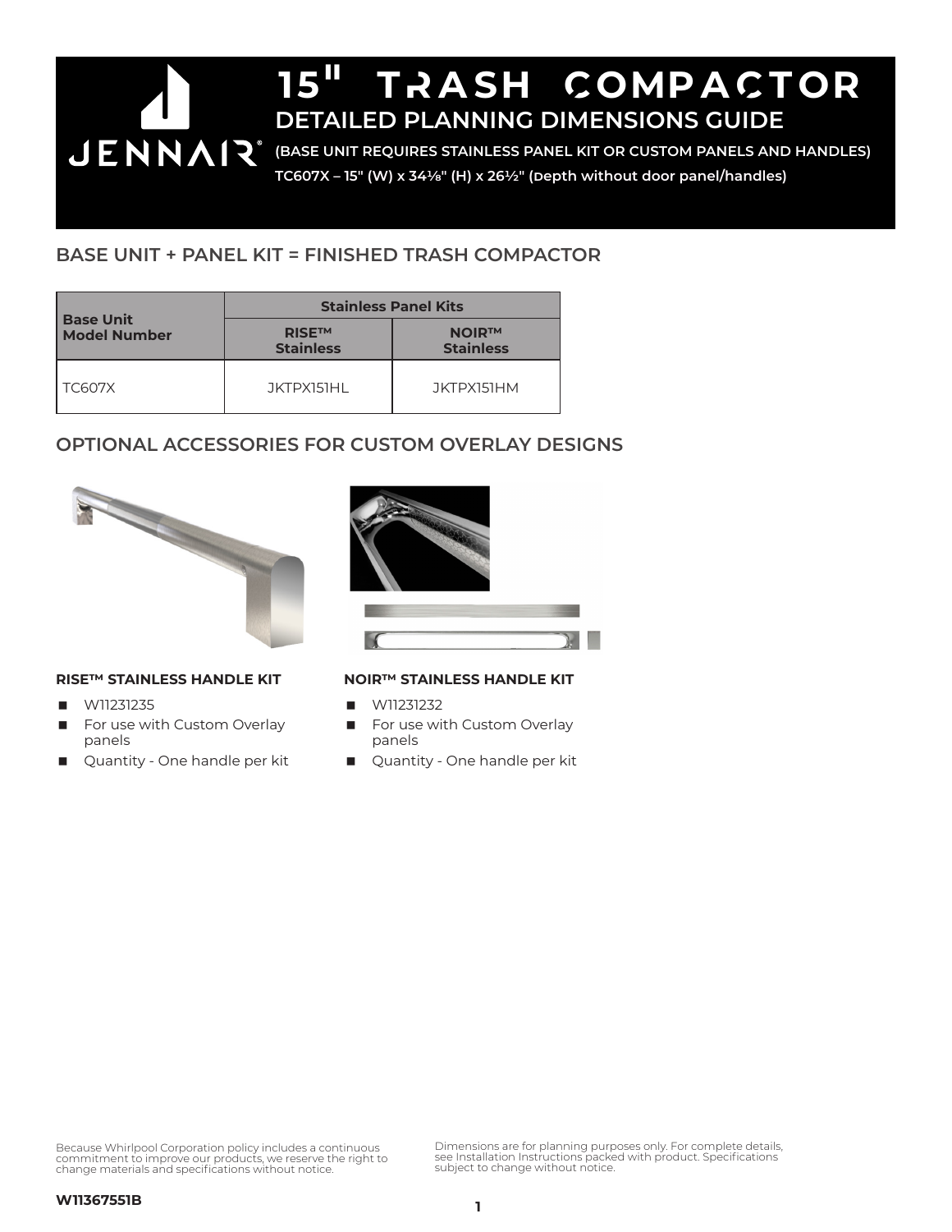# 15" TRASH COMPACTOR

## DETAILED PLANNING DIMENSIONS GUIDE

**(BASE UNIT REQUIRES STAINLESS PANEL KIT OR CUSTOM PANELS AND HANDLES)**

**TC607X – 15" (W) x 34⅛" (H) x 26½" (Depth without door panel/handles)**

## BASE UNIT + PANEL KIT = FINISHED TRASH COMPACTOR

| Base Unit Model Number | Stainless Panel Kits | |
|---|---|---|
| | RISE™ Stainless | NOIR™ Stainless |
| TC607X | JKTPX151HL | JKTPX151HM |

## OPTIONAL ACCESSORIES FOR CUSTOM OVERLAY DESIGNS

**RISE™ STAINLESS HANDLE KIT**

- W11231235
- For use with Custom Overlay panels
- Quantity - One handle per kit

**NOIR™ STAINLESS HANDLE KIT**

- W11231232
- For use with Custom Overlay panels
- Quantity - One handle per kit

Because Whirlpool Corporation policy includes a continuous commitment to improve our products, we reserve the right to change materials and specifications without notice.

Dimensions are for planning purposes only. For complete details, see Installation Instructions packed with product. Specifications subject to change without notice.

**W11367551B**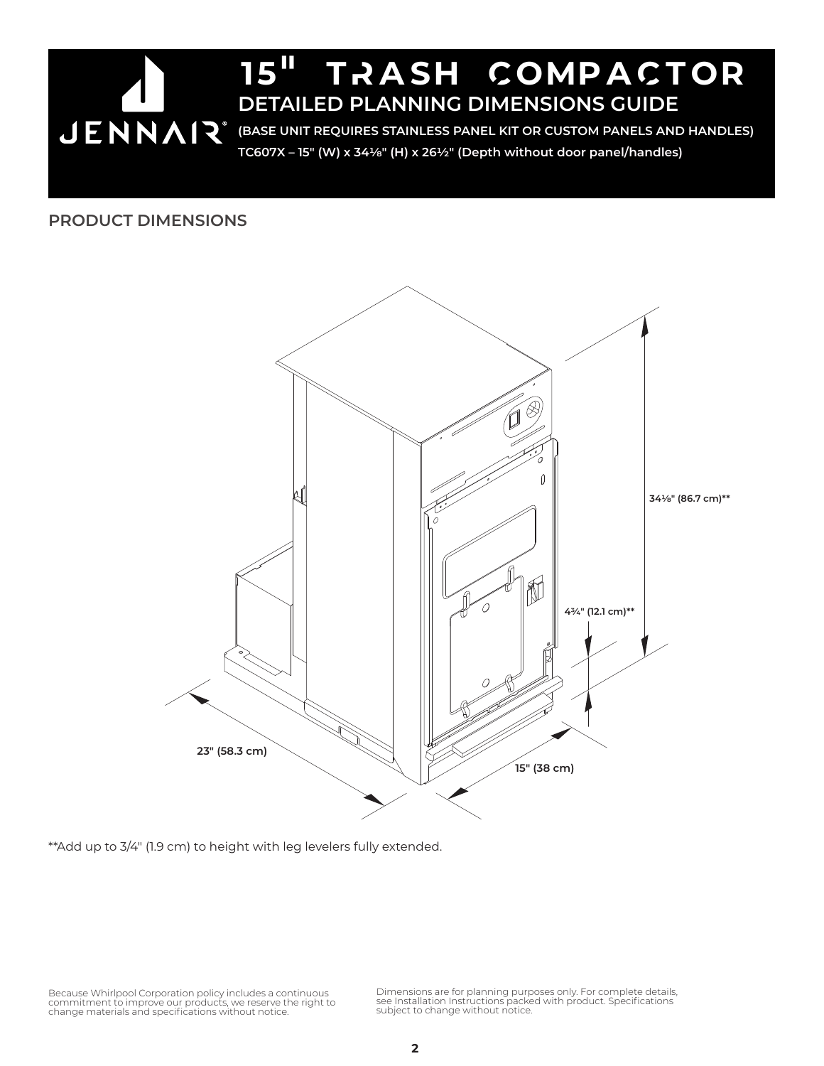# 15" TRASH COMPACTOR

## DETAILED PLANNING DIMENSIONS GUIDE

**(BASE UNIT REQUIRES STAINLESS PANEL KIT OR CUSTOM PANELS AND HANDLES)**

**TC607X – 15" (W) x 34⅛" (H) x 26½" (Depth without door panel/handles)**

## PRODUCT DIMENSIONS

34⅛" (86.7 cm)**

4¾" (12.1 cm)**

23" (58.3 cm)

15" (38 cm)

**Add up to 3/4" (1.9 cm) to height with leg levelers fully extended.

Because Whirlpool Corporation policy includes a continuous commitment to improve our products, we reserve the right to change materials and specifications without notice.

Dimensions are for planning purposes only. For complete details, see Installation Instructions packed with product. Specifications subject to change without notice.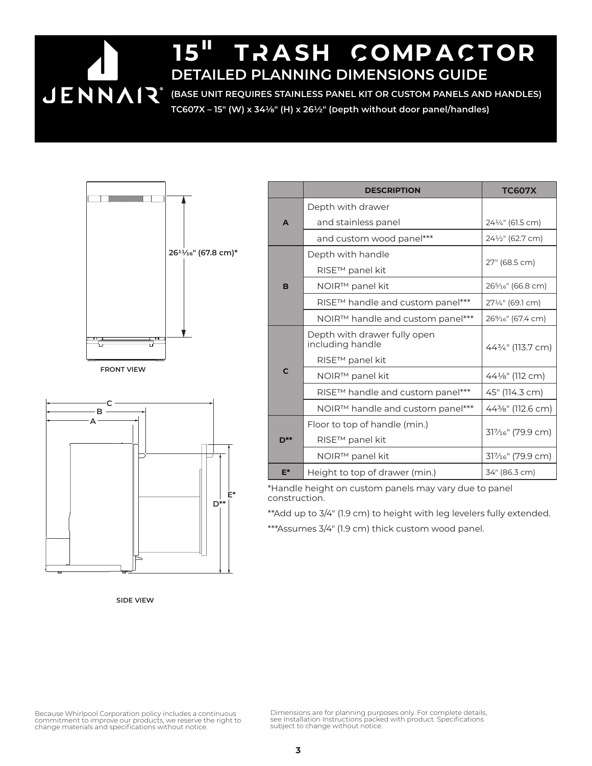# 15" TRASH COMPACTOR

## DETAILED PLANNING DIMENSIONS GUIDE

**(BASE UNIT REQUIRES STAINLESS PANEL KIT OR CUSTOM PANELS AND HANDLES)**

**TC607X – 15" (W) x 34⅛" (H) x 26½" (Depth without door panel/handles)**

26¹¹⁄₁₆" (67.8 cm)*

FRONT VIEW

SIDE VIEW

| | DESCRIPTION | TC607X |
|---|---|---|
| **A** | Depth with drawer | |
| | and stainless panel | 24¼" (61.5 cm) |
| | and custom wood panel*** | 24½" (62.7 cm) |
| **B** | Depth with handle RISE™ panel kit | 27" (68.5 cm) |
| | NOIR™ panel kit | 26⁵⁄₁₆" (66.8 cm) |
| | RISE™ handle and custom panel*** | 27¼" (69.1 cm) |
| | NOIR™ handle and custom panel*** | 26⁹⁄₁₆" (67.4 cm) |
| **C** | Depth with drawer fully open including handle RISE™ panel kit | 44¾" (113.7 cm) |
| | NOIR™ panel kit | 44⅛" (112 cm) |
| | RISE™ handle and custom panel*** | 45" (114.3 cm) |
| | NOIR™ handle and custom panel*** | 44⅜" (112.6 cm) |
| **D**** | Floor to top of handle (min.) RISE™ panel kit | 31⁷⁄₁₆" (79.9 cm) |
| | NOIR™ panel kit | 31⁷⁄₁₆" (79.9 cm) |
| **E*** | Height to top of drawer (min.) | 34" (86.3 cm) |

*Handle height on custom panels may vary due to panel construction.

**Add up to 3/4" (1.9 cm) to height with leg levelers fully extended.

***Assumes 3/4" (1.9 cm) thick custom wood panel.

Because Whirlpool Corporation policy includes a continuous commitment to improve our products, we reserve the right to change materials and specifications without notice.

Dimensions are for planning purposes only. For complete details, see Installation Instructions packed with product. Specifications subject to change without notice.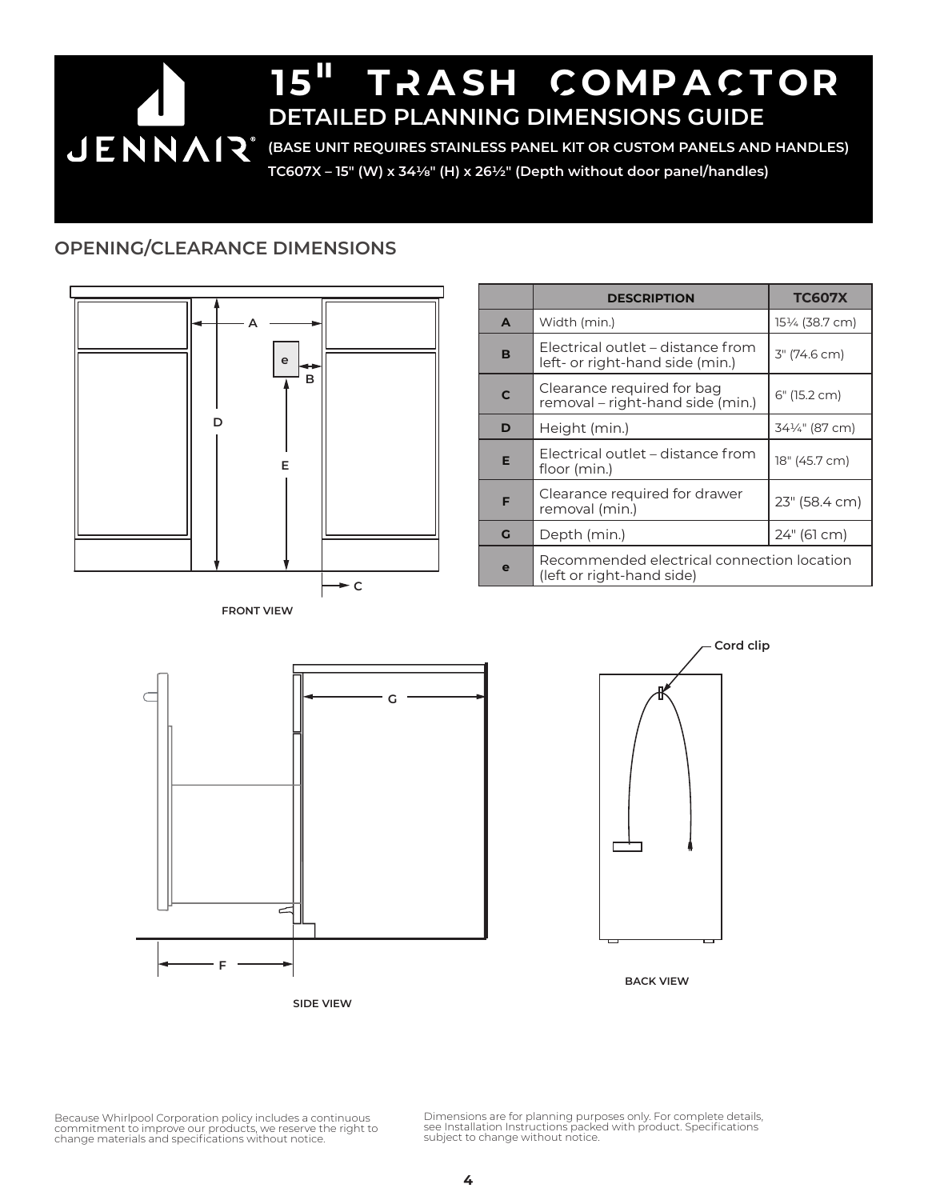# 15" TRASH COMPACTOR

## DETAILED PLANNING DIMENSIONS GUIDE

**(BASE UNIT REQUIRES STAINLESS PANEL KIT OR CUSTOM PANELS AND HANDLES)**

**TC607X – 15" (W) x 34⅛" (H) x 26½" (Depth without door panel/handles)**

## OPENING/CLEARANCE DIMENSIONS

FRONT VIEW

| | DESCRIPTION | TC607X |
|---|---|---|
| A | Width (min.) | 15¼ (38.7 cm) |
| B | Electrical outlet – distance from left- or right-hand side (min.) | 3" (74.6 cm) |
| C | Clearance required for bag removal – right-hand side (min.) | 6" (15.2 cm) |
| D | Height (min.) | 34¼" (87 cm) |
| E | Electrical outlet – distance from floor (min.) | 18" (45.7 cm) |
| F | Clearance required for drawer removal (min.) | 23" (58.4 cm) |
| G | Depth (min.) | 24" (61 cm) |
| e | Recommended electrical connection location (left or right-hand side) | |

SIDE VIEW

Cord clip

BACK VIEW

Because Whirlpool Corporation policy includes a continuous commitment to improve our products, we reserve the right to change materials and specifications without notice.

Dimensions are for planning purposes only. For complete details, see Installation Instructions packed with product. Specifications subject to change without notice.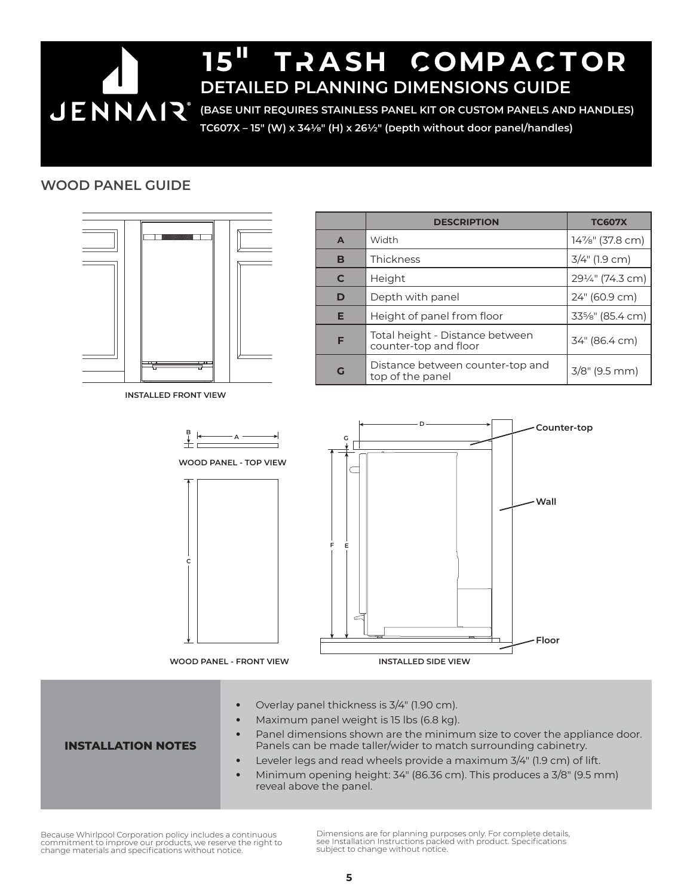# 15" TRASH COMPACTOR

## DETAILED PLANNING DIMENSIONS GUIDE

**(BASE UNIT REQUIRES STAINLESS PANEL KIT OR CUSTOM PANELS AND HANDLES)**

**TC607X – 15" (W) x 34⅛" (H) x 26½" (Depth without door panel/handles)**

## WOOD PANEL GUIDE

INSTALLED FRONT VIEW

| | DESCRIPTION | TC607X |
|---|---|---|
| A | Width | 14⅞" (37.8 cm) |
| B | Thickness | 3/4" (1.9 cm) |
| C | Height | 29¼" (74.3 cm) |
| D | Depth with panel | 24" (60.9 cm) |
| E | Height of panel from floor | 33⅝" (85.4 cm) |
| F | Total height - Distance between counter-top and floor | 34" (86.4 cm) |
| G | Distance between counter-top and top of the panel | 3/8" (9.5 mm) |

WOOD PANEL - TOP VIEW

WOOD PANEL - FRONT VIEW

Counter-top

Wall

Floor

INSTALLED SIDE VIEW

**INSTALLATION NOTES**

- Overlay panel thickness is 3/4" (1.90 cm).
- Maximum panel weight is 15 lbs (6.8 kg).
- Panel dimensions shown are the minimum size to cover the appliance door. Panels can be made taller/wider to match surrounding cabinetry.
- Leveler legs and read wheels provide a maximum 3/4" (1.9 cm) of lift.
- Minimum opening height: 34" (86.36 cm). This produces a 3/8" (9.5 mm) reveal above the panel.

Because Whirlpool Corporation policy includes a continuous commitment to improve our products, we reserve the right to change materials and specifications without notice.

Dimensions are for planning purposes only. For complete details, see Installation Instructions packed with product. Specifications subject to change without notice.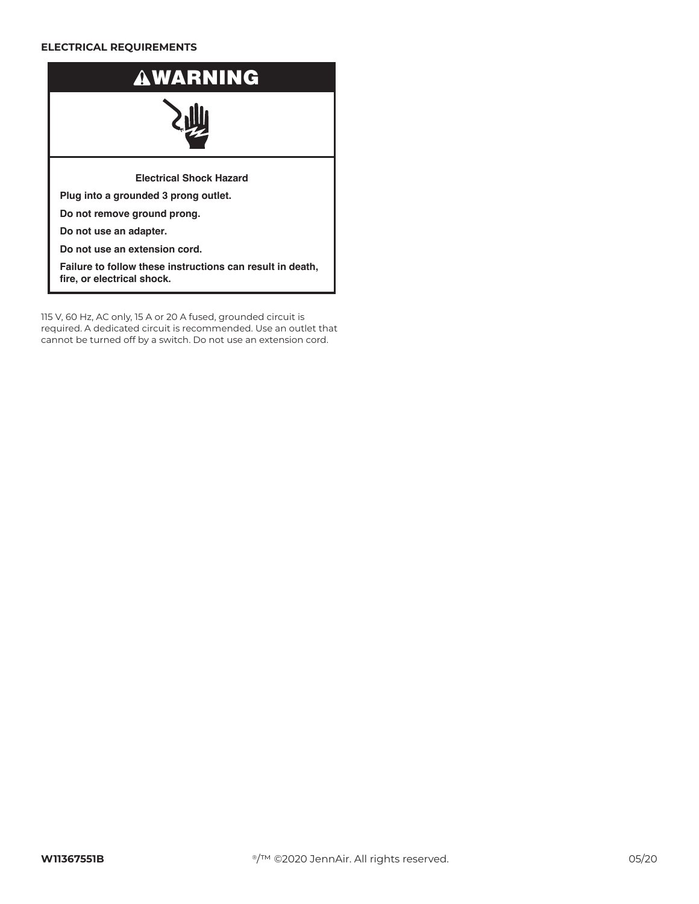### ELECTRICAL REQUIREMENTS

**⚠WARNING**

**Electrical Shock Hazard**

**Plug into a grounded 3 prong outlet.**

**Do not remove ground prong.**

**Do not use an adapter.**

**Do not use an extension cord.**

**Failure to follow these instructions can result in death, fire, or electrical shock.**

115 V, 60 Hz, AC only, 15 A or 20 A fused, grounded circuit is required. A dedicated circuit is recommended. Use an outlet that cannot be turned off by a switch. Do not use an extension cord.

**W11367551B** ®/™ ©2020 JennAir. All rights reserved. 05/20